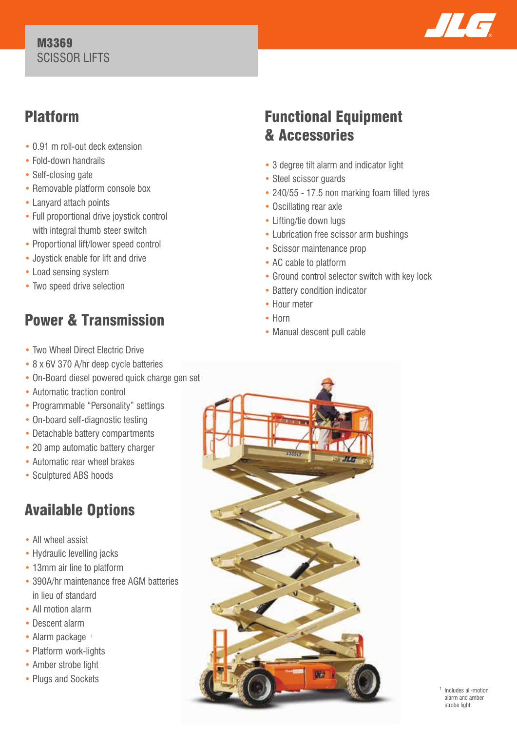# M3369
SCISSOR LIFTS

## Platform

- 0.91 m roll-out deck extension
- Fold-down handrails
- Self-closing gate
- Removable platform console box
- Lanyard attach points
- Full proportional drive joystick control with integral thumb steer switch
- Proportional lift/lower speed control
- Joystick enable for lift and drive
- Load sensing system
- Two speed drive selection

## Power & Transmission

- Two Wheel Direct Electric Drive
- 8 x 6V 370 A/hr deep cycle batteries
- On-Board diesel powered quick charge gen set
- Automatic traction control
- Programmable "Personality" settings
- On-board self-diagnostic testing
- Detachable battery compartments
- 20 amp automatic battery charger
- Automatic rear wheel brakes
- Sculptured ABS hoods

## Available Options

- All wheel assist
- Hydraulic levelling jacks
- 13mm air line to platform
- 390A/hr maintenance free AGM batteries in lieu of standard
- All motion alarm
- Descent alarm
- Alarm package [1]
- Platform work-lights
- Amber strobe light
- Plugs and Sockets

## Functional Equipment & Accessories

- 3 degree tilt alarm and indicator light
- Steel scissor guards
- 240/55 - 17.5 non marking foam filled tyres
- Oscillating rear axle
- Lifting/tie down lugs
- Lubrication free scissor arm bushings
- Scissor maintenance prop
- AC cable to platform
- Ground control selector switch with key lock
- Battery condition indicator
- Hour meter
- Horn
- Manual descent pull cable

[1] Includes all-motion alarm and amber strobe light.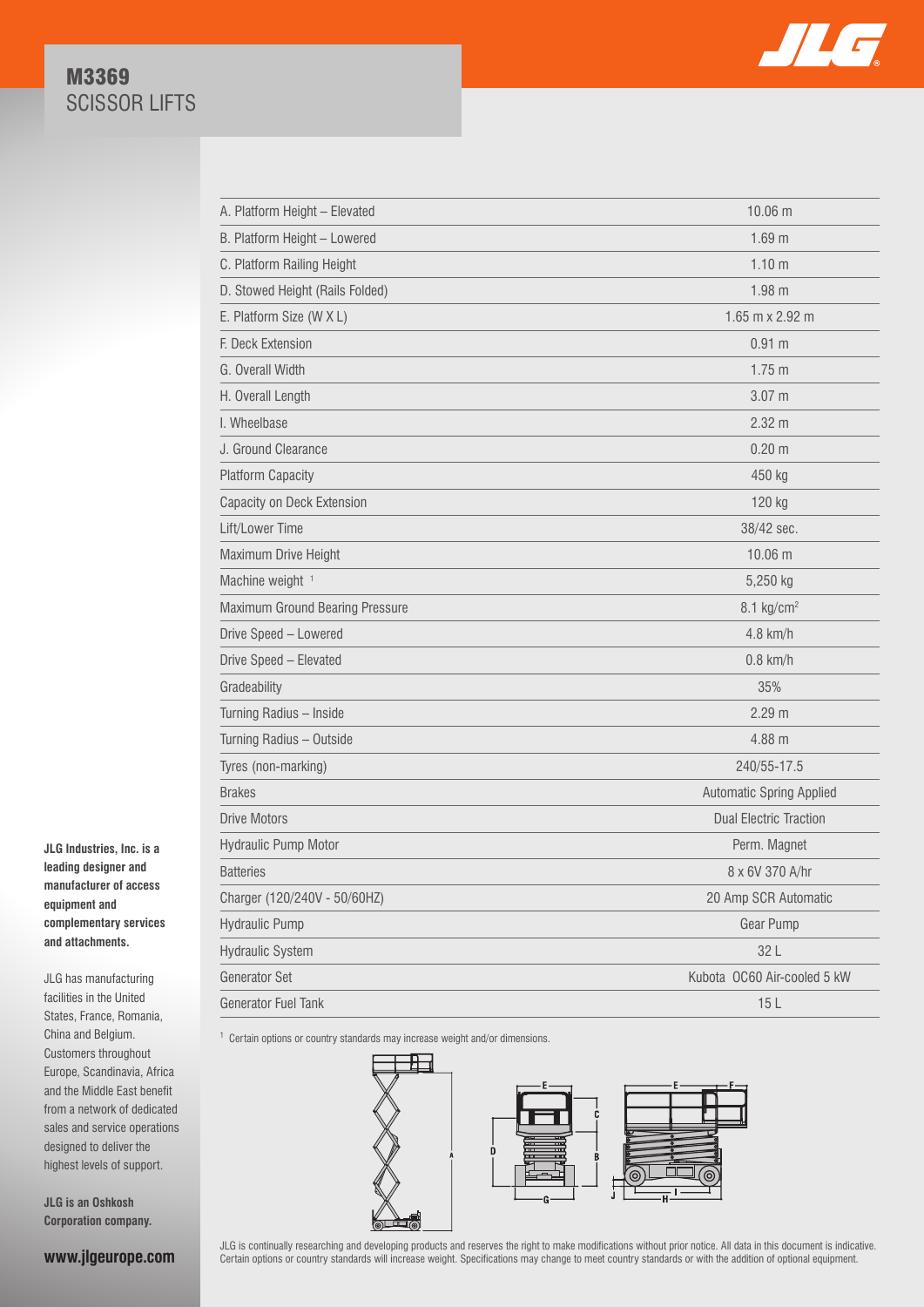# M3369
## SCISSOR LIFTS

| | |
|---|---|
| A. Platform Height – Elevated | 10.06 m |
| B. Platform Height – Lowered | 1.69 m |
| C. Platform Railing Height | 1.10 m |
| D. Stowed Height (Rails Folded) | 1.98 m |
| E. Platform Size (W X L) | 1.65 m x 2.92 m |
| F. Deck Extension | 0.91 m |
| G. Overall Width | 1.75 m |
| H. Overall Length | 3.07 m |
| I. Wheelbase | 2.32 m |
| J. Ground Clearance | 0.20 m |
| Platform Capacity | 450 kg |
| Capacity on Deck Extension | 120 kg |
| Lift/Lower Time | 38/42 sec. |
| Maximum Drive Height | 10.06 m |
| Machine weight [1] | 5,250 kg |
| Maximum Ground Bearing Pressure | 8.1 kg/cm² |
| Drive Speed – Lowered | 4.8 km/h |
| Drive Speed – Elevated | 0.8 km/h |
| Gradeability | 35% |
| Turning Radius – Inside | 2.29 m |
| Turning Radius – Outside | 4.88 m |
| Tyres (non-marking) | 240/55-17.5 |
| Brakes | Automatic Spring Applied |
| Drive Motors | Dual Electric Traction |
| Hydraulic Pump Motor | Perm. Magnet |
| Batteries | 8 x 6V 370 A/hr |
| Charger (120/240V - 50/60HZ) | 20 Amp SCR Automatic |
| Hydraulic Pump | Gear Pump |
| Hydraulic System | 32 L |
| Generator Set | Kubota OC60 Air-cooled 5 kW |
| Generator Fuel Tank | 15 L |

[1] Certain options or country standards may increase weight and/or dimensions.

A B C D E F G H I J

**JLG Industries, Inc. is a leading designer and manufacturer of access equipment and complementary services and attachments.**

JLG has manufacturing facilities in the United States, France, Romania, China and Belgium. Customers throughout Europe, Scandinavia, Africa and the Middle East benefit from a network of dedicated sales and service operations designed to deliver the highest levels of support.

**JLG is an Oshkosh Corporation company.**

**www.jlgeurope.com**

JLG is continually researching and developing products and reserves the right to make modifications without prior notice. All data in this document is indicative. Certain options or country standards will increase weight. Specifications may change to meet country standards or with the addition of optional equipment.